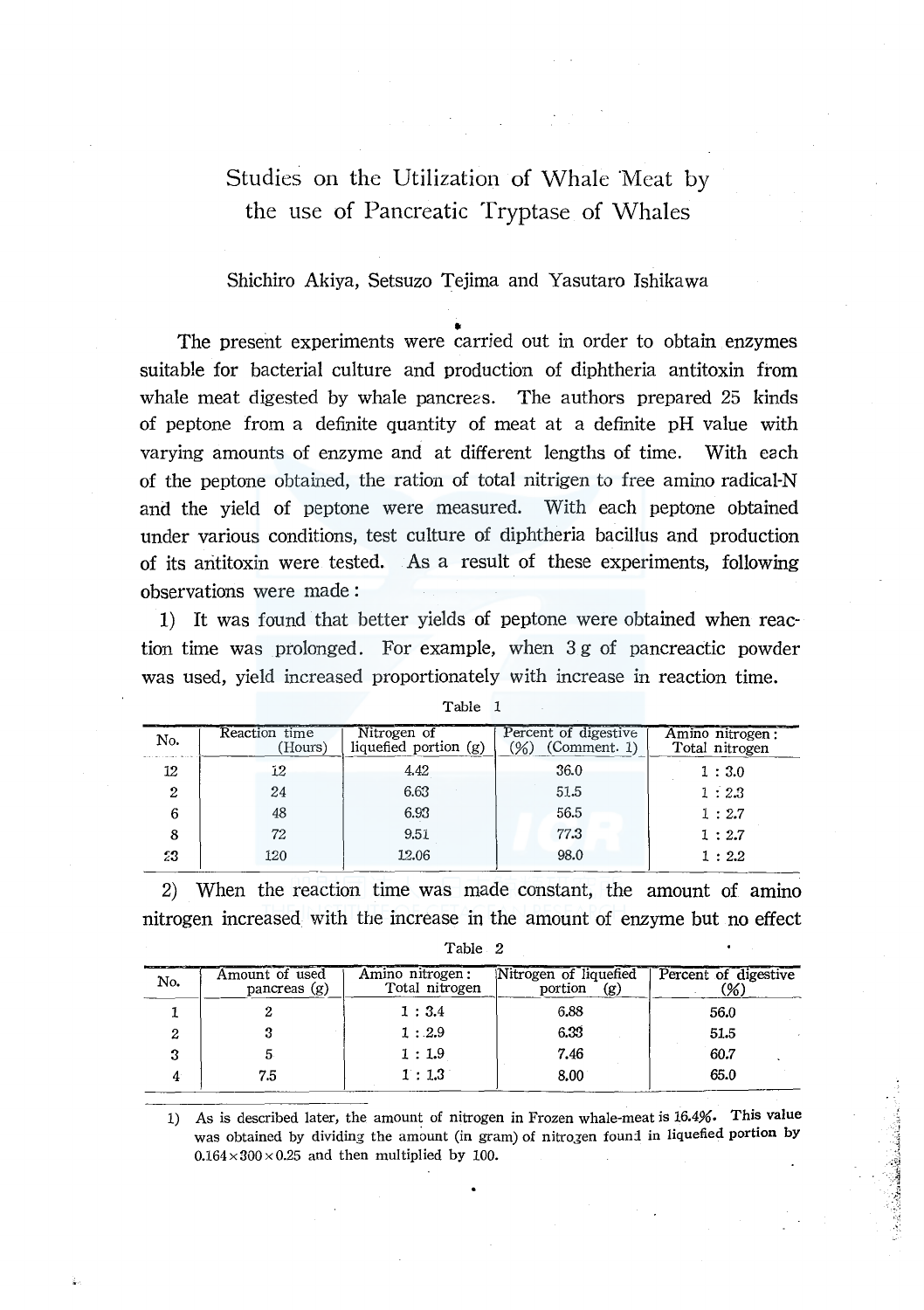# Studies on the Utilization of Whale Meat by the use of Pancreatic Tryptase of Whales

Shichiro Akiya, Setsuzo Tejima and Yasutaro Ishikawa

The present experiments were carried out in order to obtain enzymes suitable for bacterial culture and production of diphtheria antitoxin from whale meat digested by whale pancreas. The authors prepared 25 kinds of peptone from a definite quantity of meat at a definite pH value with varying amounts of enzyme and at different lengths of time. With each of the peptone obtained, the ration of total nitrigen to free amino radical-N and the yield of peptone were measured. With each peptone obtained under various conditions, test culture of diphtheria bacillus and production of its antitoxin were tested. As a result of these experiments, following observations were made:

1) It was found that better yields of peptone were obtained when reaction time was prolonged. For example, when 3 g of pancreactic powder was used, yield increased proportionately with increase in reaction time.

Table 1

| No. | Reaction time (Hours) | Nitrogen of liquefied portion (g) | Percent of digestive (%) (Comment. 1) | Amino nitrogen : Total nitrogen |
|---|---|---|---|---|
| 12 | 12 | 4.42 | 36.0 | 1 : 3.0 |
| 2 | 24 | 6.63 | 51.5 | 1 : 2.3 |
| 6 | 48 | 6.93 | 56.5 | 1 : 2.7 |
| 8 | 72 | 9.51 | 77.3 | 1 : 2.7 |
| 23 | 120 | 12.06 | 98.0 | 1 : 2.2 |

2) When the reaction time was made constant, the amount of amino nitrogen increased with the increase in the amount of enzyme but no effect

Table 2

| No. | Amount of used pancreas (g) | Amino nitrogen : Total nitrogen | Nitrogen of liquefied portion (g) | Percent of digestive (%) |
|---|---|---|---|---|
| 1 | 2 | 1 : 3.4 | 6.88 | 56.0 |
| 2 | 3 | 1 : 2.9 | 6.33 | 51.5 |
| 3 | 5 | 1 : 1.9 | 7.46 | 60.7 |
| 4 | 7.5 | 1 : 1.3 | 8.00 | 65.0 |

1) As is described later, the amount of nitrogen in Frozen whale-meat is 16.4%. This value was obtained by dividing the amount (in gram) of nitrogen found in liquefied portion by $0.164 \times 300 \times 0.25$ and then multiplied by 100.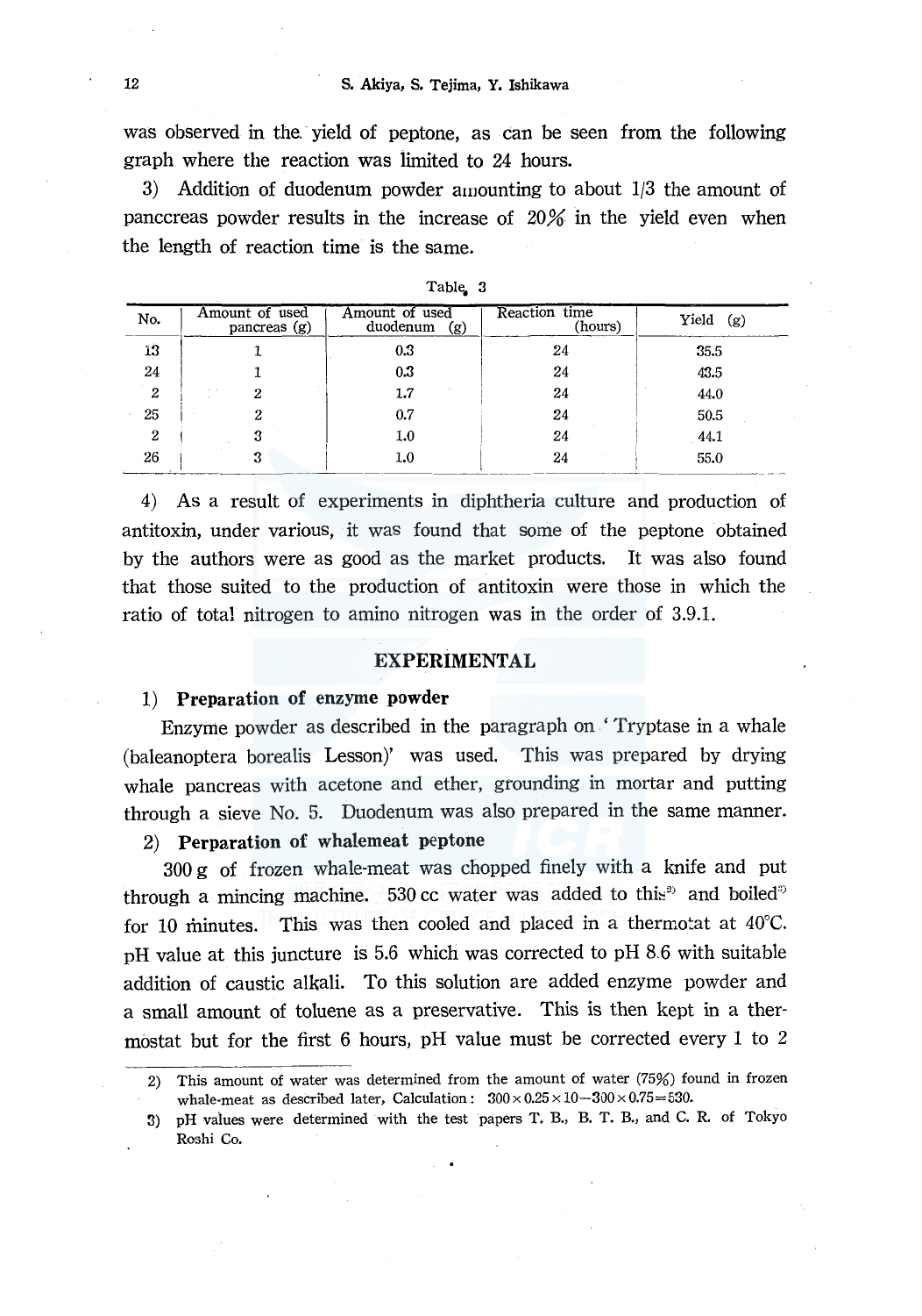was observed in the yield of peptone, as can be seen from the following graph where the reaction was limited to 24 hours.

3) Addition of duodenum powder amounting to about 1/3 the amount of panccreas powder results in the increase of 20% in the yield even when the length of reaction time is the same.

Table 3

| No. | Amount of used pancreas (g) | Amount of used duodenum (g) | Reaction time (hours) | Yield (g) |
|---|---|---|---|---|
| 13 | 1 | 0.3 | 24 | 35.5 |
| 24 | 1 | 0.3 | 24 | 43.5 |
| 2 | 2 | 1.7 | 24 | 44.0 |
| 25 | 2 | 0.7 | 24 | 50.5 |
| 2 | 3 | 1.0 | 24 | 44.1 |
| 26 | 3 | 1.0 | 24 | 55.0 |

4) As a result of experiments in diphtheria culture and production of antitoxin, under various, it was found that some of the peptone obtained by the authors were as good as the market products. It was also found that those suited to the production of antitoxin were those in which the ratio of total nitrogen to amino nitrogen was in the order of 3.9.1.

## EXPERIMENTAL

1) **Preparation of enzyme powder**

Enzyme powder as described in the paragraph on 'Tryptase in a whale (baleanoptera borealis Lesson)' was used. This was prepared by drying whale pancreas with acetone and ether, grounding in mortar and putting through a sieve No. 5. Duodenum was also prepared in the same manner.

2) **Perparation of whalemeat peptone**

300 g of frozen whale-meat was chopped finely with a knife and put through a mincing machine. 530 cc water was added to this[2] and boiled[3] for 10 minutes. This was then cooled and placed in a thermotat at 40°C. pH value at this juncture is 5.6 which was corrected to pH 8.6 with suitable addition of caustic alkali. To this solution are added enzyme powder and a small amount of toluene as a preservative. This is then kept in a thermostat but for the first 6 hours, pH value must be corrected every 1 to 2

---

2) This amount of water was determined from the amount of water (75%) found in frozen whale-meat as described later, Calculation: $300 \times 0.25 \times 10 - 300 \times 0.75 = 530$.

3) pH values were determined with the test papers T. B., B. T. B., and C. R. of Tokyo Roshi Co.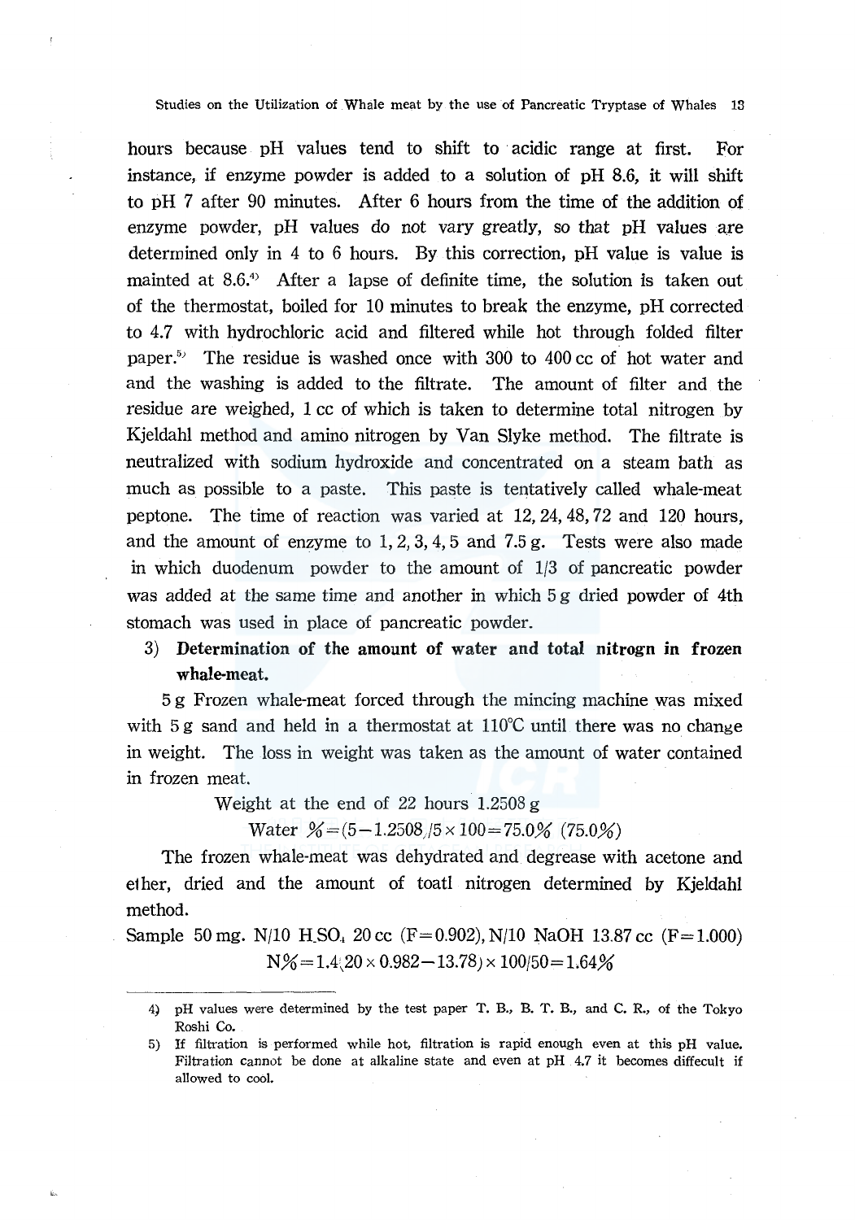hours because pH values tend to shift to acidic range at first. For instance, if enzyme powder is added to a solution of pH 8.6, it will shift to pH 7 after 90 minutes. After 6 hours from the time of the addition of enzyme powder, pH values do not vary greatly, so that pH values are determined only in 4 to 6 hours. By this correction, pH value is value is mainted at 8.6.[4] After a lapse of definite time, the solution is taken out of the thermostat, boiled for 10 minutes to break the enzyme, pH corrected to 4.7 with hydrochloric acid and filtered while hot through folded filter paper.[5] The residue is washed once with 300 to 400 cc of hot water and and the washing is added to the filtrate. The amount of filter and the residue are weighed, 1 cc of which is taken to determine total nitrogen by Kjeldahl method and amino nitrogen by Van Slyke method. The filtrate is neutralized with sodium hydroxide and concentrated on a steam bath as much as possible to a paste. This paste is tentatively called whale-meat peptone. The time of reaction was varied at 12, 24, 48, 72 and 120 hours, and the amount of enzyme to 1, 2, 3, 4, 5 and 7.5 g. Tests were also made in which duodenum powder to the amount of 1/3 of pancreatic powder was added at the same time and another in which 5 g dried powder of 4th stomach was used in place of pancreatic powder.

3) **Determination of the amount of water and total nitrogn in frozen whale-meat.**

5 g Frozen whale-meat forced through the mincing machine was mixed with 5 g sand and held in a thermostat at 110°C until there was no change in weight. The loss in weight was taken as the amount of water contained in frozen meat.

Weight at the end of 22 hours 1.2508 g

$$\text{Water } \% = (5-1.2508)/5 \times 100 = 75.0\% \ (75.0\%)$$

The frozen whale-meat was dehydrated and degrease with acetone and ether, dried and the amount of toatl nitrogen determined by Kjeldahl method.

Sample 50 mg. N/10 $H_2SO_4$ 20 cc (F=0.902), N/10 NaOH 13.87 cc (F=1.000)

$$\text{N}\% = 1.4(20 \times 0.982 - 13.78) \times 100/50 = 1.64\%$$

---

4) pH values were determined by the test paper T. B., B. T. B., and C. R., of the Tokyo Roshi Co.

5) If filtration is performed while hot, filtration is rapid enough even at this pH value. Filtration cannot be done at alkaline state and even at pH 4.7 it becomes diffecult if allowed to cool.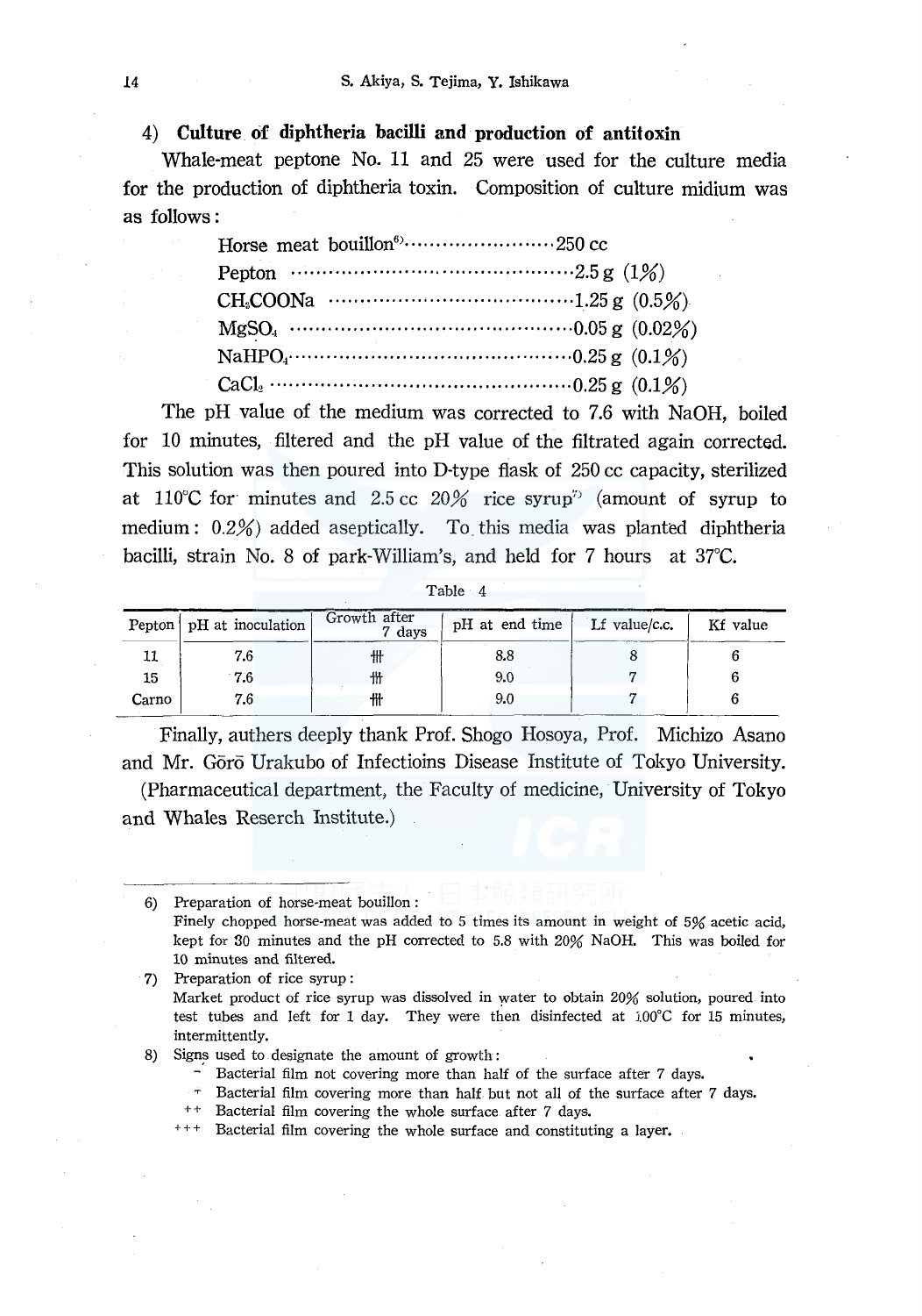4) **Culture of diphtheria bacilli and production of antitoxin**

Whale-meat peptone No. 11 and 25 were used for the culture media for the production of diphtheria toxin. Composition of culture midium was as follows:

Horse meat bouillon[6]……………………250 cc
Pepton ………………………………………2.5 g (1%)
$CH_3COONa$ …………………………………1.25 g (0.5%)
$MgSO_4$ ………………………………………0.05 g (0.02%)
$NaHPO_4$………………………………………0.25 g (0.1%)
$CaCl_2$ …………………………………………0.25 g (0.1%)

The pH value of the medium was corrected to 7.6 with NaOH, boiled for 10 minutes, filtered and the pH value of the filtrated again corrected. This solution was then poured into D-type flask of 250 cc capacity, sterilized at 110°C for minutes and 2.5 cc 20% rice syrup[7] (amount of syrup to medium: 0.2%) added aseptically. To this media was planted diphtheria bacilli, strain No. 8 of park-William's, and held for 7 hours at 37°C.

Table 4

| Pepton | pH at inoculation | Growth after 7 days | pH at end time | Lf value/c.c. | Kf value |
|---|---|---|---|---|---|
| 11 | 7.6 | +++ | 8.8 | 8 | 6 |
| 15 | 7.6 | +++ | 9.0 | 7 | 6 |
| Carno | 7.6 | +++ | 9.0 | 7 | 6 |

Finally, authers deeply thank Prof. Shogo Hosoya, Prof. Michizo Asano and Mr. Gōrō Urakubo of Infectioins Disease Institute of Tokyo University.

(Pharmaceutical department, the Faculty of medicine, University of Tokyo and Whales Reserch Institute.)

---

6) Preparation of horse-meat bouillon:
Finely chopped horse-meat was added to 5 times its amount in weight of 5% acetic acid, kept for 30 minutes and the pH corrected to 5.8 with 20% NaOH. This was boiled for 10 minutes and filtered.

7) Preparation of rice syrup:
Market product of rice syrup was dissolved in water to obtain 20% solution, poured into test tubes and left for 1 day. They were then disinfected at 100°C for 15 minutes, intermittently.

8) Signs used to designate the amount of growth:
- − Bacterial film not covering more than half of the surface after 7 days.
- + Bacterial film covering more than half but not all of the surface after 7 days.
- ++ Bacterial film covering the whole surface after 7 days.
- +++ Bacterial film covering the whole surface and constituting a layer.